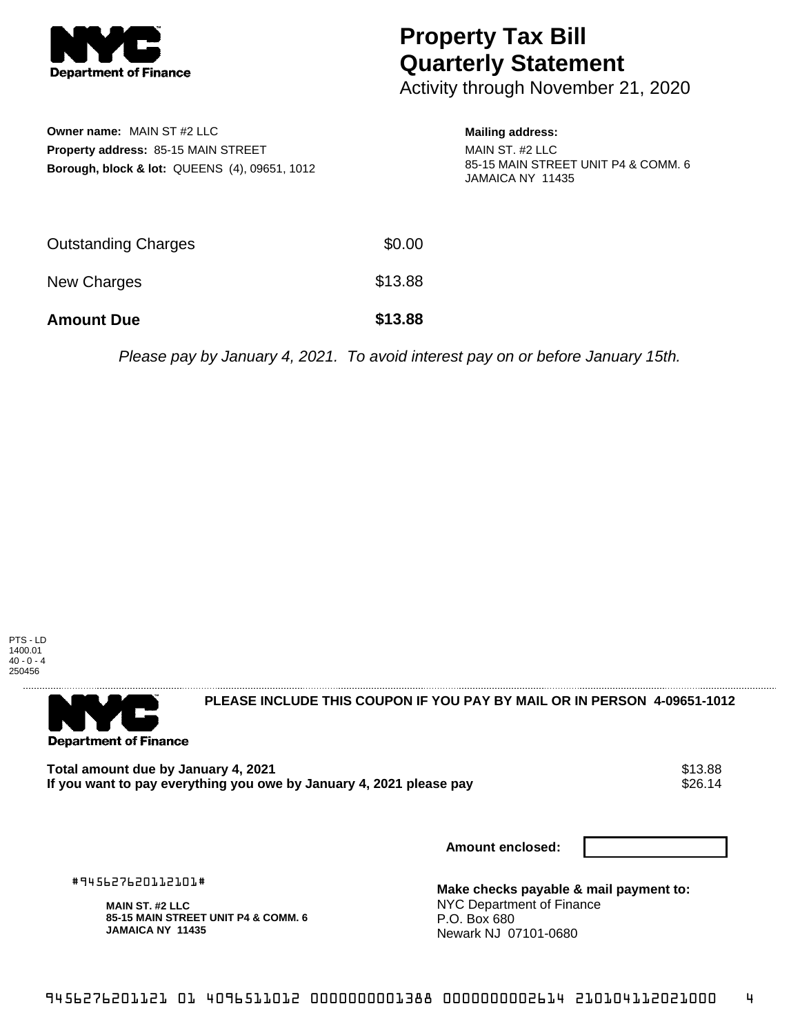# Property Tax Bill Quarterly Statement

Activity through November 21, 2020

**Owner name:** MAIN ST #2 LLC
**Property address:** 85-15 MAIN STREET
**Borough, block & lot:** QUEENS (4), 09651, 1012

**Mailing address:**
MAIN ST. #2 LLC
85-15 MAIN STREET UNIT P4 & COMM. 6
JAMAICA NY 11435

| | |
|---|---|
| Outstanding Charges | $0.00 |
| New Charges | $13.88 |
| **Amount Due** | **$13.88** |

*Please pay by January 4, 2021. To avoid interest pay on or before January 15th.*

PTS - LD
1400.01
40 - 0 - 4
250456

**PLEASE INCLUDE THIS COUPON IF YOU PAY BY MAIL OR IN PERSON 4-09651-1012**

| | |
|---|---|
| **Total amount due by January 4, 2021** | $13.88 |
| **If you want to pay everything you owe by January 4, 2021 please pay** | $26.14 |

**Amount enclosed:**

#945627620112101#

**MAIN ST. #2 LLC**
**85-15 MAIN STREET UNIT P4 & COMM. 6**
**JAMAICA NY 11435**

**Make checks payable & mail payment to:**
NYC Department of Finance
P.O. Box 680
Newark NJ 07101-0680

945627620112101 01 4096511012 0000000001388 0000000002614 210104112021000 4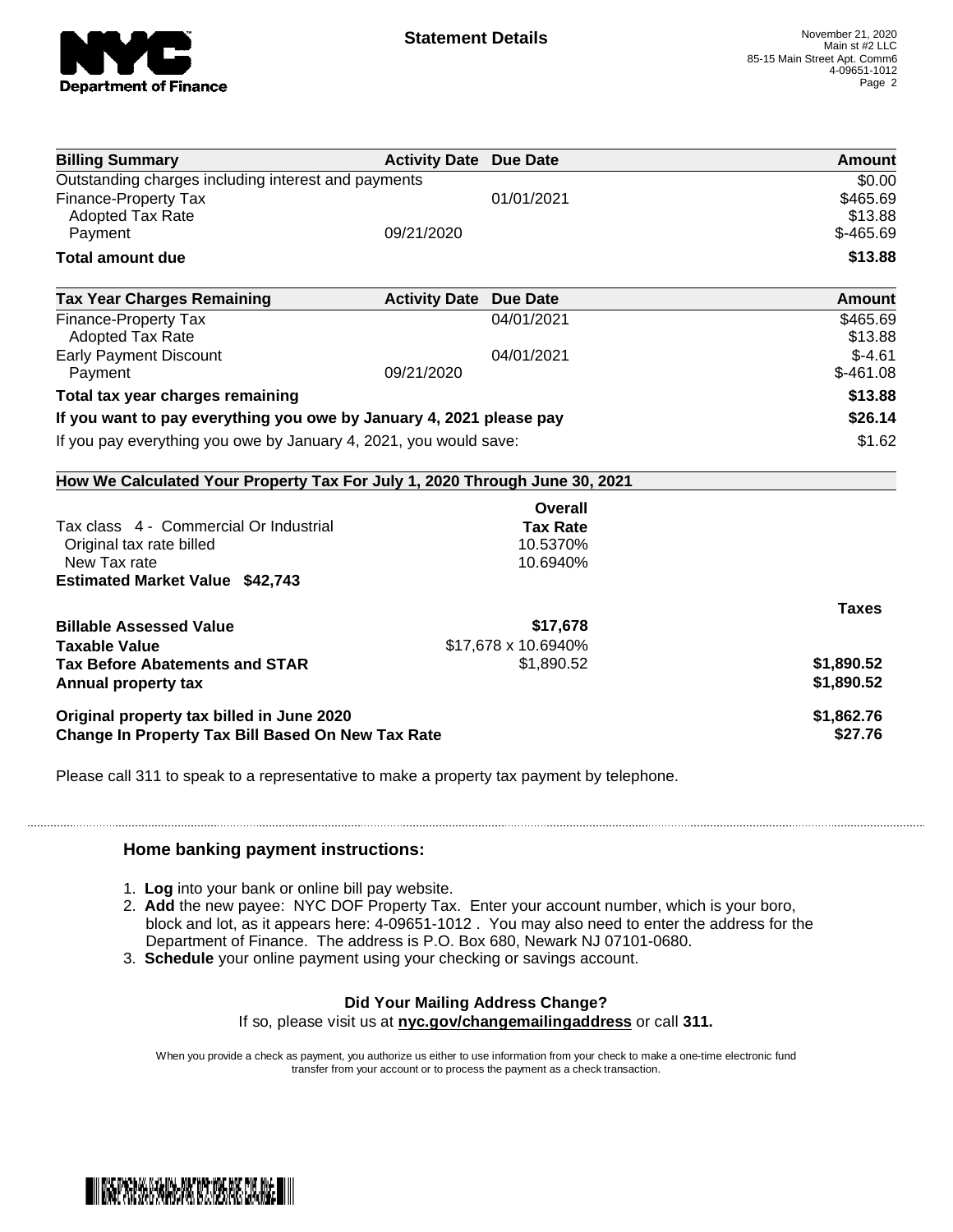**NYC Department of Finance**

## Statement Details

November 21, 2020
Main st #2 LLC
85-15 Main Street Apt. Comm6
4-09651-1012

| Billing Summary | Activity Date | Due Date | Amount |
|---|---|---|---|
| Outstanding charges including interest and payments | | | $0.00 |
| Finance-Property Tax | | 01/01/2021 | $465.69 |
| Adopted Tax Rate | | | $13.88 |
| Payment | 09/21/2020 | | $-465.69 |
| **Total amount due** | | | **$13.88** |

| Tax Year Charges Remaining | Activity Date | Due Date | Amount |
|---|---|---|---|
| Finance-Property Tax | | 04/01/2021 | $465.69 |
| Adopted Tax Rate | | | $13.88 |
| Early Payment Discount | | 04/01/2021 | $-4.61 |
| Payment | 09/21/2020 | | $-461.08 |
| **Total tax year charges remaining** | | | **$13.88** |
| **If you want to pay everything you owe by January 4, 2021 please pay** | | | **$26.14** |
| If you pay everything you owe by January 4, 2021, you would save: | | | $1.62 |

### How We Calculated Your Property Tax For July 1, 2020 Through June 30, 2021

| | Overall Tax Rate | |
|---|---|---|
| Tax class 4 - Commercial Or Industrial | | |
| Original tax rate billed | 10.5370% | |
| New Tax rate | 10.6940% | |
| **Estimated Market Value $42,743** | | |
| | | **Taxes** |
| **Billable Assessed Value** | **$17,678** | |
| **Taxable Value** | $17,678 x 10.6940% | |
| **Tax Before Abatements and STAR** | $1,890.52 | **$1,890.52** |
| **Annual property tax** | | **$1,890.52** |
| **Original property tax billed in June 2020** | | **$1,862.76** |
| **Change In Property Tax Bill Based On New Tax Rate** | | **$27.76** |

Please call 311 to speak to a representative to make a property tax payment by telephone.

### Home banking payment instructions:

1. **Log** into your bank or online bill pay website.
2. **Add** the new payee: NYC DOF Property Tax. Enter your account number, which is your boro, block and lot, as it appears here: 4-09651-1012 . You may also need to enter the address for the Department of Finance. The address is P.O. Box 680, Newark NJ 07101-0680.
3. **Schedule** your online payment using your checking or savings account.

**Did Your Mailing Address Change?**

If so, please visit us at **nyc.gov/changemailingaddress** or call **311.**

When you provide a check as payment, you authorize us either to use information from your check to make a one-time electronic fund transfer from your account or to process the payment as a check transaction.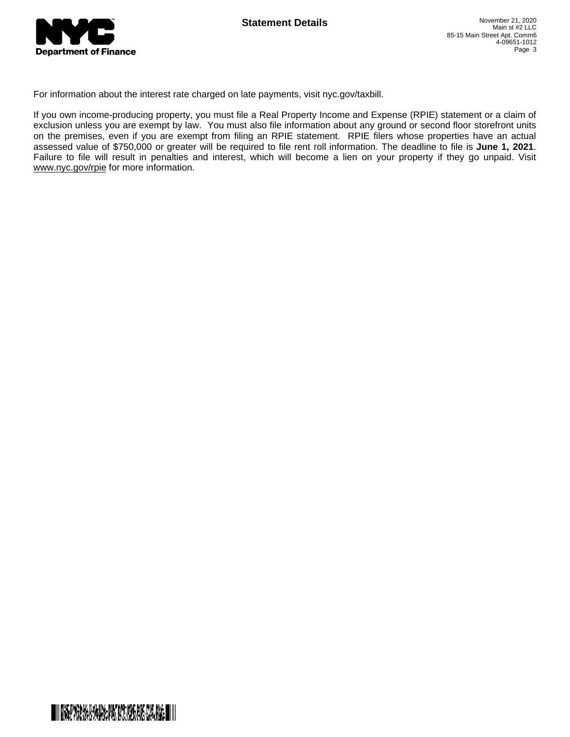For information about the interest rate charged on late payments, visit nyc.gov/taxbill.

If you own income-producing property, you must file a Real Property Income and Expense (RPIE) statement or a claim of exclusion unless you are exempt by law. You must also file information about any ground or second floor storefront units on the premises, even if you are exempt from filing an RPIE statement. RPIE filers whose properties have an actual assessed value of $750,000 or greater will be required to file rent roll information. The deadline to file is **June 1, 2021**. Failure to file will result in penalties and interest, which will become a lien on your property if they go unpaid. Visit www.nyc.gov/rpie for more information.